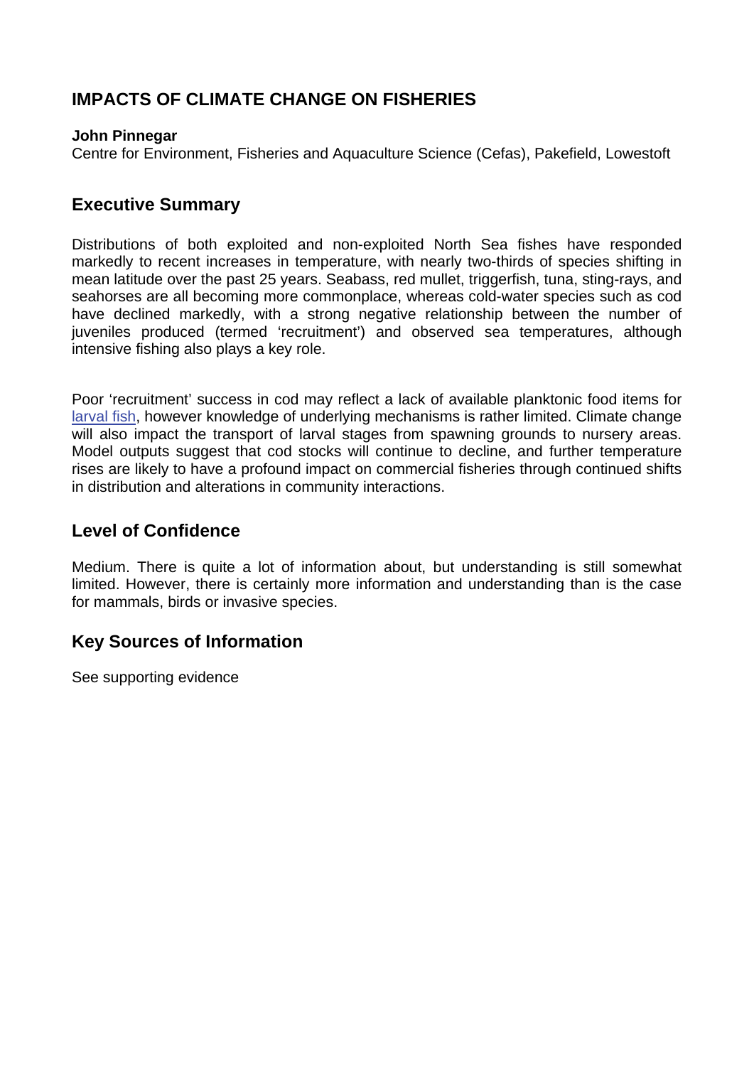# IMPACTS OF CLIMATE CHANGE ON FISHERIES

**John Pinnegar**
Centre for Environment, Fisheries and Aquaculture Science (Cefas), Pakefield, Lowestoft

## Executive Summary

Distributions of both exploited and non-exploited North Sea fishes have responded markedly to recent increases in temperature, with nearly two-thirds of species shifting in mean latitude over the past 25 years. Seabass, red mullet, triggerfish, tuna, sting-rays, and seahorses are all becoming more commonplace, whereas cold-water species such as cod have declined markedly, with a strong negative relationship between the number of juveniles produced (termed 'recruitment') and observed sea temperatures, although intensive fishing also plays a key role.

Poor 'recruitment' success in cod may reflect a lack of available planktonic food items for larval fish, however knowledge of underlying mechanisms is rather limited. Climate change will also impact the transport of larval stages from spawning grounds to nursery areas. Model outputs suggest that cod stocks will continue to decline, and further temperature rises are likely to have a profound impact on commercial fisheries through continued shifts in distribution and alterations in community interactions.

## Level of Confidence

Medium. There is quite a lot of information about, but understanding is still somewhat limited. However, there is certainly more information and understanding than is the case for mammals, birds or invasive species.

## Key Sources of Information

See supporting evidence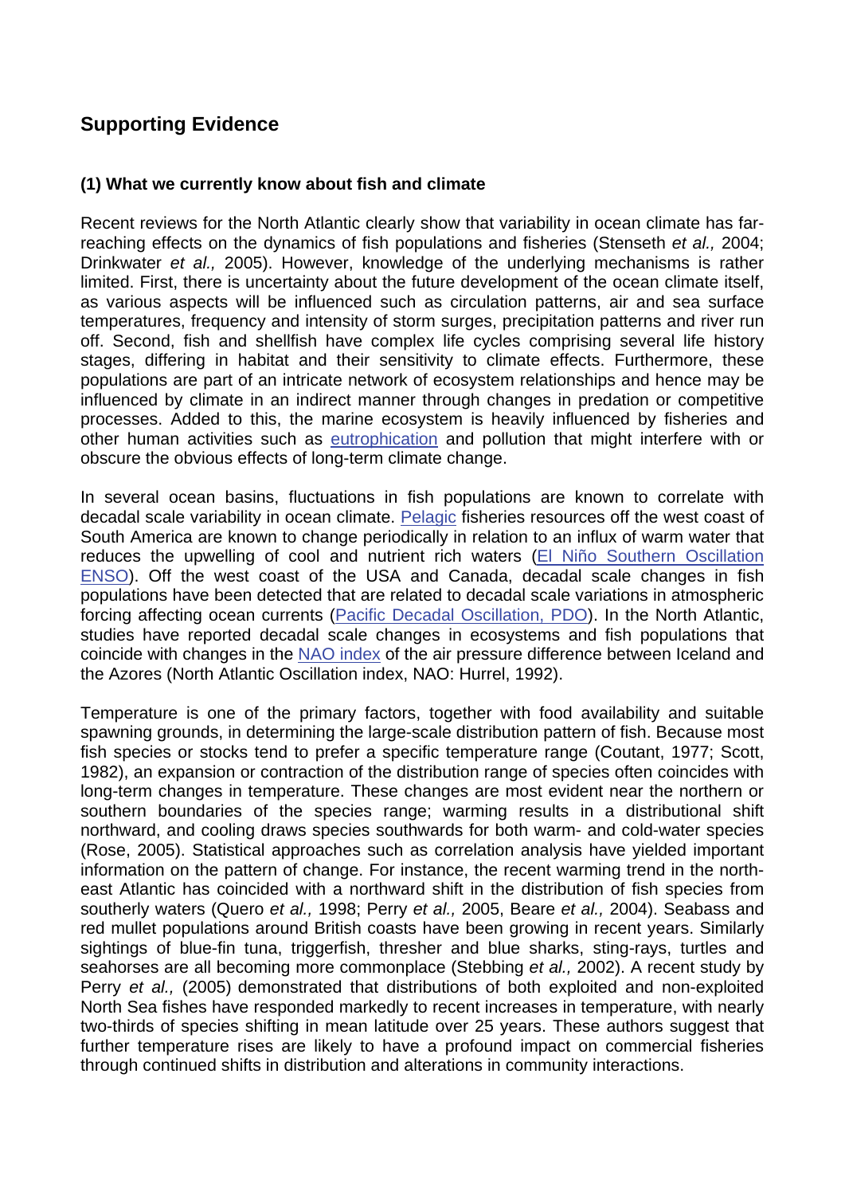## Supporting Evidence

### (1) What we currently know about fish and climate

Recent reviews for the North Atlantic clearly show that variability in ocean climate has far-reaching effects on the dynamics of fish populations and fisheries (Stenseth *et al.,* 2004; Drinkwater *et al.,* 2005). However, knowledge of the underlying mechanisms is rather limited. First, there is uncertainty about the future development of the ocean climate itself, as various aspects will be influenced such as circulation patterns, air and sea surface temperatures, frequency and intensity of storm surges, precipitation patterns and river run off. Second, fish and shellfish have complex life cycles comprising several life history stages, differing in habitat and their sensitivity to climate effects. Furthermore, these populations are part of an intricate network of ecosystem relationships and hence may be influenced by climate in an indirect manner through changes in predation or competitive processes. Added to this, the marine ecosystem is heavily influenced by fisheries and other human activities such as eutrophication and pollution that might interfere with or obscure the obvious effects of long-term climate change.

In several ocean basins, fluctuations in fish populations are known to correlate with decadal scale variability in ocean climate. Pelagic fisheries resources off the west coast of South America are known to change periodically in relation to an influx of warm water that reduces the upwelling of cool and nutrient rich waters (El Niño Southern Oscillation ENSO). Off the west coast of the USA and Canada, decadal scale changes in fish populations have been detected that are related to decadal scale variations in atmospheric forcing affecting ocean currents (Pacific Decadal Oscillation, PDO). In the North Atlantic, studies have reported decadal scale changes in ecosystems and fish populations that coincide with changes in the NAO index of the air pressure difference between Iceland and the Azores (North Atlantic Oscillation index, NAO: Hurrel, 1992).

Temperature is one of the primary factors, together with food availability and suitable spawning grounds, in determining the large-scale distribution pattern of fish. Because most fish species or stocks tend to prefer a specific temperature range (Coutant, 1977; Scott, 1982), an expansion or contraction of the distribution range of species often coincides with long-term changes in temperature. These changes are most evident near the northern or southern boundaries of the species range; warming results in a distributional shift northward, and cooling draws species southwards for both warm- and cold-water species (Rose, 2005). Statistical approaches such as correlation analysis have yielded important information on the pattern of change. For instance, the recent warming trend in the north-east Atlantic has coincided with a northward shift in the distribution of fish species from southerly waters (Quero *et al.,* 1998; Perry *et al.,* 2005, Beare *et al.,* 2004). Seabass and red mullet populations around British coasts have been growing in recent years. Similarly sightings of blue-fin tuna, triggerfish, thresher and blue sharks, sting-rays, turtles and seahorses are all becoming more commonplace (Stebbing *et al.,* 2002). A recent study by Perry *et al.,* (2005) demonstrated that distributions of both exploited and non-exploited North Sea fishes have responded markedly to recent increases in temperature, with nearly two-thirds of species shifting in mean latitude over 25 years. These authors suggest that further temperature rises are likely to have a profound impact on commercial fisheries through continued shifts in distribution and alterations in community interactions.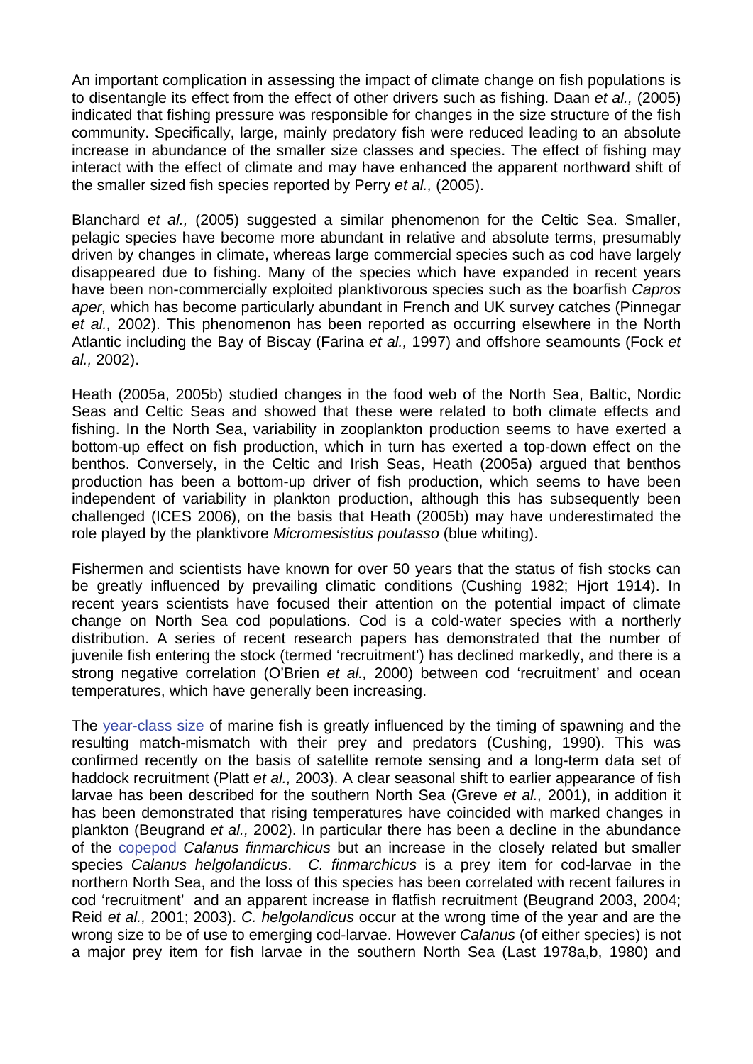An important complication in assessing the impact of climate change on fish populations is to disentangle its effect from the effect of other drivers such as fishing. Daan *et al.,* (2005) indicated that fishing pressure was responsible for changes in the size structure of the fish community. Specifically, large, mainly predatory fish were reduced leading to an absolute increase in abundance of the smaller size classes and species. The effect of fishing may interact with the effect of climate and may have enhanced the apparent northward shift of the smaller sized fish species reported by Perry *et al.,* (2005).

Blanchard *et al.,* (2005) suggested a similar phenomenon for the Celtic Sea. Smaller, pelagic species have become more abundant in relative and absolute terms, presumably driven by changes in climate, whereas large commercial species such as cod have largely disappeared due to fishing. Many of the species which have expanded in recent years have been non-commercially exploited planktivorous species such as the boarfish *Capros aper,* which has become particularly abundant in French and UK survey catches (Pinnegar *et al.,* 2002). This phenomenon has been reported as occurring elsewhere in the North Atlantic including the Bay of Biscay (Farina *et al.,* 1997) and offshore seamounts (Fock *et al.,* 2002).

Heath (2005a, 2005b) studied changes in the food web of the North Sea, Baltic, Nordic Seas and Celtic Seas and showed that these were related to both climate effects and fishing. In the North Sea, variability in zooplankton production seems to have exerted a bottom-up effect on fish production, which in turn has exerted a top-down effect on the benthos. Conversely, in the Celtic and Irish Seas, Heath (2005a) argued that benthos production has been a bottom-up driver of fish production, which seems to have been independent of variability in plankton production, although this has subsequently been challenged (ICES 2006), on the basis that Heath (2005b) may have underestimated the role played by the planktivore *Micromesistius poutasso* (blue whiting).

Fishermen and scientists have known for over 50 years that the status of fish stocks can be greatly influenced by prevailing climatic conditions (Cushing 1982; Hjort 1914). In recent years scientists have focused their attention on the potential impact of climate change on North Sea cod populations. Cod is a cold-water species with a northerly distribution. A series of recent research papers has demonstrated that the number of juvenile fish entering the stock (termed 'recruitment') has declined markedly, and there is a strong negative correlation (O'Brien *et al.,* 2000) between cod 'recruitment' and ocean temperatures, which have generally been increasing.

The year-class size of marine fish is greatly influenced by the timing of spawning and the resulting match-mismatch with their prey and predators (Cushing, 1990). This was confirmed recently on the basis of satellite remote sensing and a long-term data set of haddock recruitment (Platt *et al.,* 2003). A clear seasonal shift to earlier appearance of fish larvae has been described for the southern North Sea (Greve *et al.,* 2001), in addition it has been demonstrated that rising temperatures have coincided with marked changes in plankton (Beugrand *et al.,* 2002). In particular there has been a decline in the abundance of the copepod *Calanus finmarchicus* but an increase in the closely related but smaller species *Calanus helgolandicus*. *C. finmarchicus* is a prey item for cod-larvae in the northern North Sea, and the loss of this species has been correlated with recent failures in cod 'recruitment' and an apparent increase in flatfish recruitment (Beugrand 2003, 2004; Reid *et al.,* 2001; 2003). *C. helgolandicus* occur at the wrong time of the year and are the wrong size to be of use to emerging cod-larvae. However *Calanus* (of either species) is not a major prey item for fish larvae in the southern North Sea (Last 1978a,b, 1980) and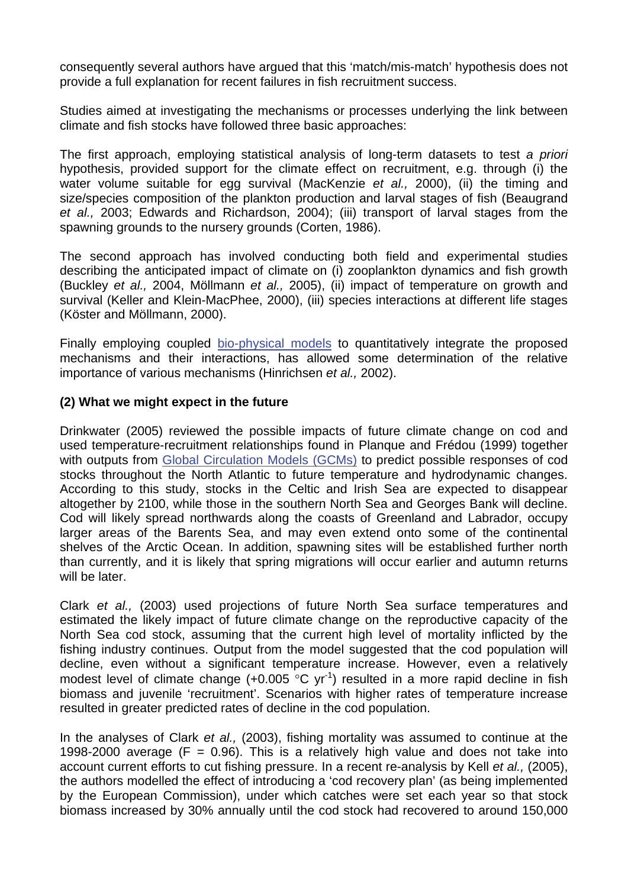consequently several authors have argued that this 'match/mis-match' hypothesis does not provide a full explanation for recent failures in fish recruitment success.

Studies aimed at investigating the mechanisms or processes underlying the link between climate and fish stocks have followed three basic approaches:

The first approach, employing statistical analysis of long-term datasets to test *a priori* hypothesis, provided support for the climate effect on recruitment, e.g. through (i) the water volume suitable for egg survival (MacKenzie *et al.,* 2000), (ii) the timing and size/species composition of the plankton production and larval stages of fish (Beaugrand *et al.,* 2003; Edwards and Richardson, 2004); (iii) transport of larval stages from the spawning grounds to the nursery grounds (Corten, 1986).

The second approach has involved conducting both field and experimental studies describing the anticipated impact of climate on (i) zooplankton dynamics and fish growth (Buckley *et al.,* 2004, Möllmann *et al.,* 2005), (ii) impact of temperature on growth and survival (Keller and Klein-MacPhee, 2000), (iii) species interactions at different life stages (Köster and Möllmann, 2000).

Finally employing coupled bio-physical models to quantitatively integrate the proposed mechanisms and their interactions, has allowed some determination of the relative importance of various mechanisms (Hinrichsen *et al.,* 2002).

**(2) What we might expect in the future**

Drinkwater (2005) reviewed the possible impacts of future climate change on cod and used temperature-recruitment relationships found in Planque and Frédou (1999) together with outputs from Global Circulation Models (GCMs) to predict possible responses of cod stocks throughout the North Atlantic to future temperature and hydrodynamic changes. According to this study, stocks in the Celtic and Irish Sea are expected to disappear altogether by 2100, while those in the southern North Sea and Georges Bank will decline. Cod will likely spread northwards along the coasts of Greenland and Labrador, occupy larger areas of the Barents Sea, and may even extend onto some of the continental shelves of the Arctic Ocean. In addition, spawning sites will be established further north than currently, and it is likely that spring migrations will occur earlier and autumn returns will be later.

Clark *et al.,* (2003) used projections of future North Sea surface temperatures and estimated the likely impact of future climate change on the reproductive capacity of the North Sea cod stock, assuming that the current high level of mortality inflicted by the fishing industry continues. Output from the model suggested that the cod population will decline, even without a significant temperature increase. However, even a relatively modest level of climate change (+0.005 °C $yr^{-1}$) resulted in a more rapid decline in fish biomass and juvenile 'recruitment'. Scenarios with higher rates of temperature increase resulted in greater predicted rates of decline in the cod population.

In the analyses of Clark *et al.,* (2003), fishing mortality was assumed to continue at the 1998-2000 average ($F = 0.96$). This is a relatively high value and does not take into account current efforts to cut fishing pressure. In a recent re-analysis by Kell *et al.,* (2005), the authors modelled the effect of introducing a 'cod recovery plan' (as being implemented by the European Commission), under which catches were set each year so that stock biomass increased by 30% annually until the cod stock had recovered to around 150,000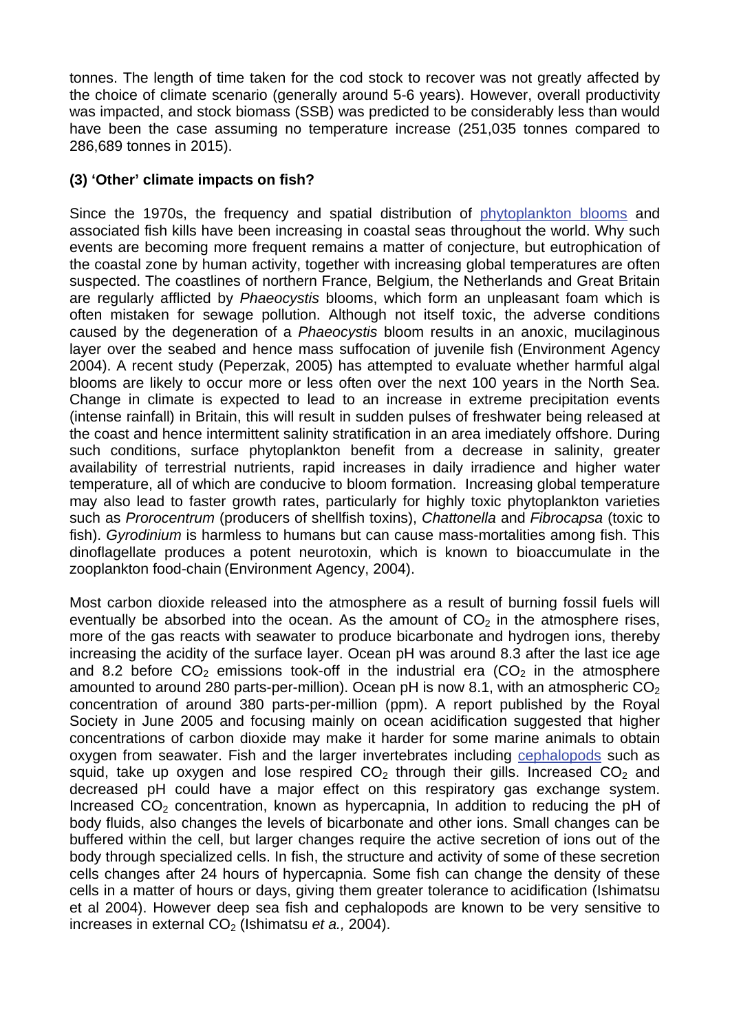tonnes. The length of time taken for the cod stock to recover was not greatly affected by the choice of climate scenario (generally around 5-6 years). However, overall productivity was impacted, and stock biomass (SSB) was predicted to be considerably less than would have been the case assuming no temperature increase (251,035 tonnes compared to 286,689 tonnes in 2015).

### (3) 'Other' climate impacts on fish?

Since the 1970s, the frequency and spatial distribution of phytoplankton blooms and associated fish kills have been increasing in coastal seas throughout the world. Why such events are becoming more frequent remains a matter of conjecture, but eutrophication of the coastal zone by human activity, together with increasing global temperatures are often suspected. The coastlines of northern France, Belgium, the Netherlands and Great Britain are regularly afflicted by *Phaeocystis* blooms, which form an unpleasant foam which is often mistaken for sewage pollution. Although not itself toxic, the adverse conditions caused by the degeneration of a *Phaeocystis* bloom results in an anoxic, mucilaginous layer over the seabed and hence mass suffocation of juvenile fish (Environment Agency 2004). A recent study (Peperzak, 2005) has attempted to evaluate whether harmful algal blooms are likely to occur more or less often over the next 100 years in the North Sea. Change in climate is expected to lead to an increase in extreme precipitation events (intense rainfall) in Britain, this will result in sudden pulses of freshwater being released at the coast and hence intermittent salinity stratification in an area imediately offshore. During such conditions, surface phytoplankton benefit from a decrease in salinity, greater availability of terrestrial nutrients, rapid increases in daily irradience and higher water temperature, all of which are conducive to bloom formation. Increasing global temperature may also lead to faster growth rates, particularly for highly toxic phytoplankton varieties such as *Prorocentrum* (producers of shellfish toxins), *Chattonella* and *Fibrocapsa* (toxic to fish). *Gyrodinium* is harmless to humans but can cause mass-mortalities among fish. This dinoflagellate produces a potent neurotoxin, which is known to bioaccumulate in the zooplankton food-chain (Environment Agency, 2004).

Most carbon dioxide released into the atmosphere as a result of burning fossil fuels will eventually be absorbed into the ocean. As the amount of $CO_2$ in the atmosphere rises, more of the gas reacts with seawater to produce bicarbonate and hydrogen ions, thereby increasing the acidity of the surface layer. Ocean pH was around 8.3 after the last ice age and 8.2 before $CO_2$ emissions took-off in the industrial era ($CO_2$ in the atmosphere amounted to around 280 parts-per-million). Ocean pH is now 8.1, with an atmospheric $CO_2$ concentration of around 380 parts-per-million (ppm). A report published by the Royal Society in June 2005 and focusing mainly on ocean acidification suggested that higher concentrations of carbon dioxide may make it harder for some marine animals to obtain oxygen from seawater. Fish and the larger invertebrates including cephalopods such as squid, take up oxygen and lose respired $CO_2$ through their gills. Increased $CO_2$ and decreased pH could have a major effect on this respiratory gas exchange system. Increased $CO_2$ concentration, known as hypercapnia, In addition to reducing the pH of body fluids, also changes the levels of bicarbonate and other ions. Small changes can be buffered within the cell, but larger changes require the active secretion of ions out of the body through specialized cells. In fish, the structure and activity of some of these secretion cells changes after 24 hours of hypercapnia. Some fish can change the density of these cells in a matter of hours or days, giving them greater tolerance to acidification (Ishimatsu et al 2004). However deep sea fish and cephalopods are known to be very sensitive to increases in external $CO_2$ (Ishimatsu *et a.,* 2004).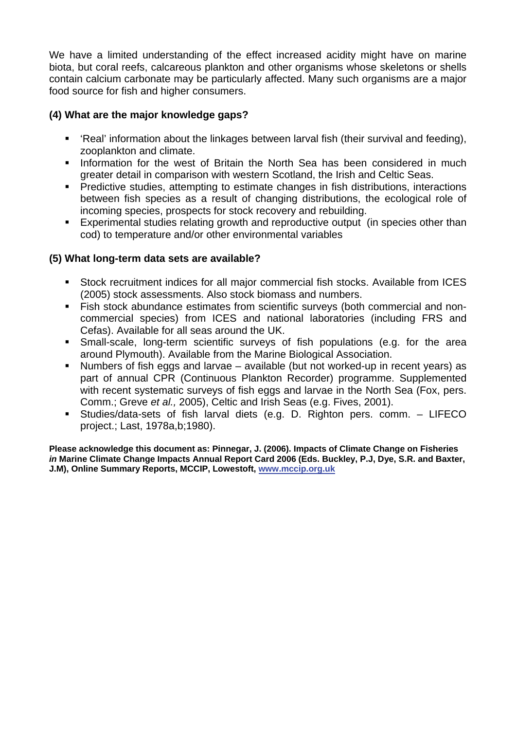We have a limited understanding of the effect increased acidity might have on marine biota, but coral reefs, calcareous plankton and other organisms whose skeletons or shells contain calcium carbonate may be particularly affected. Many such organisms are a major food source for fish and higher consumers.

### (4) What are the major knowledge gaps?

- 'Real' information about the linkages between larval fish (their survival and feeding), zooplankton and climate.
- Information for the west of Britain the North Sea has been considered in much greater detail in comparison with western Scotland, the Irish and Celtic Seas.
- Predictive studies, attempting to estimate changes in fish distributions, interactions between fish species as a result of changing distributions, the ecological role of incoming species, prospects for stock recovery and rebuilding.
- Experimental studies relating growth and reproductive output (in species other than cod) to temperature and/or other environmental variables

### (5) What long-term data sets are available?

- Stock recruitment indices for all major commercial fish stocks. Available from ICES (2005) stock assessments. Also stock biomass and numbers.
- Fish stock abundance estimates from scientific surveys (both commercial and non-commercial species) from ICES and national laboratories (including FRS and Cefas). Available for all seas around the UK.
- Small-scale, long-term scientific surveys of fish populations (e.g. for the area around Plymouth). Available from the Marine Biological Association.
- Numbers of fish eggs and larvae – available (but not worked-up in recent years) as part of annual CPR (Continuous Plankton Recorder) programme. Supplemented with recent systematic surveys of fish eggs and larvae in the North Sea (Fox, pers. Comm.; Greve *et al.,* 2005), Celtic and Irish Seas (e.g. Fives, 2001).
- Studies/data-sets of fish larval diets (e.g. D. Righton pers. comm. – LIFECO project.; Last, 1978a,b;1980).

**Please acknowledge this document as: Pinnegar, J. (2006). Impacts of Climate Change on Fisheries *in* Marine Climate Change Impacts Annual Report Card 2006 (Eds. Buckley, P.J, Dye, S.R. and Baxter, J.M), Online Summary Reports, MCCIP, Lowestoft, [www.mccip.org.uk](http://www.mccip.org.uk)**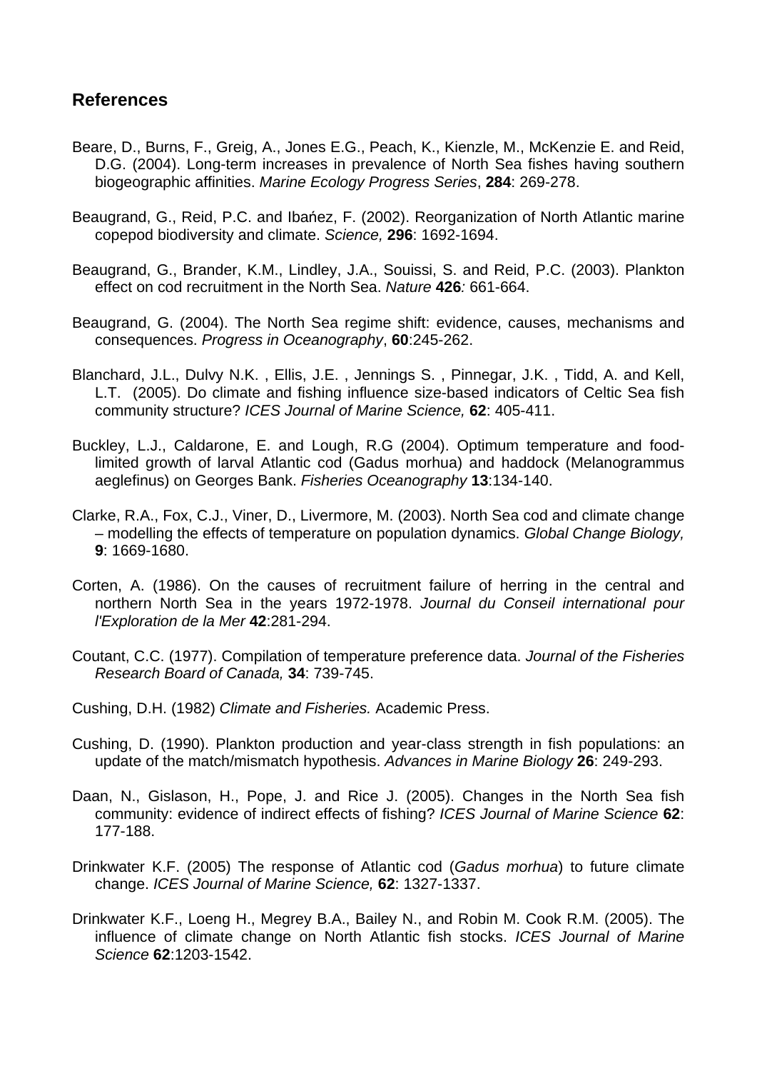## References

Beare, D., Burns, F., Greig, A., Jones E.G., Peach, K., Kienzle, M., McKenzie E. and Reid, D.G. (2004). Long-term increases in prevalence of North Sea fishes having southern biogeographic affinities. *Marine Ecology Progress Series*, **284**: 269-278.

Beaugrand, G., Reid, P.C. and Ibańez, F. (2002). Reorganization of North Atlantic marine copepod biodiversity and climate. *Science,* **296**: 1692-1694.

Beaugrand, G., Brander, K.M., Lindley, J.A., Souissi, S. and Reid, P.C. (2003). Plankton effect on cod recruitment in the North Sea. *Nature* **426***:* 661-664.

Beaugrand, G. (2004). The North Sea regime shift: evidence, causes, mechanisms and consequences. *Progress in Oceanography*, **60**:245-262.

Blanchard, J.L., Dulvy N.K. , Ellis, J.E. , Jennings S. , Pinnegar, J.K. , Tidd, A. and Kell, L.T. (2005). Do climate and fishing influence size-based indicators of Celtic Sea fish community structure? *ICES Journal of Marine Science,* **62**: 405-411.

Buckley, L.J., Caldarone, E. and Lough, R.G (2004). Optimum temperature and food-limited growth of larval Atlantic cod (Gadus morhua) and haddock (Melanogrammus aeglefinus) on Georges Bank. *Fisheries Oceanography* **13**:134-140.

Clarke, R.A., Fox, C.J., Viner, D., Livermore, M. (2003). North Sea cod and climate change – modelling the effects of temperature on population dynamics. *Global Change Biology,* **9**: 1669-1680.

Corten, A. (1986). On the causes of recruitment failure of herring in the central and northern North Sea in the years 1972-1978. *Journal du Conseil international pour l'Exploration de la Mer* **42**:281-294.

Coutant, C.C. (1977). Compilation of temperature preference data. *Journal of the Fisheries Research Board of Canada,* **34**: 739-745.

Cushing, D.H. (1982) *Climate and Fisheries.* Academic Press.

Cushing, D. (1990). Plankton production and year-class strength in fish populations: an update of the match/mismatch hypothesis. *Advances in Marine Biology* **26**: 249-293.

Daan, N., Gislason, H., Pope, J. and Rice J. (2005). Changes in the North Sea fish community: evidence of indirect effects of fishing? *ICES Journal of Marine Science* **62**: 177-188.

Drinkwater K.F. (2005) The response of Atlantic cod (*Gadus morhua*) to future climate change. *ICES Journal of Marine Science,* **62**: 1327-1337.

Drinkwater K.F., Loeng H., Megrey B.A., Bailey N., and Robin M. Cook R.M. (2005). The influence of climate change on North Atlantic fish stocks. *ICES Journal of Marine Science* **62**:1203-1542.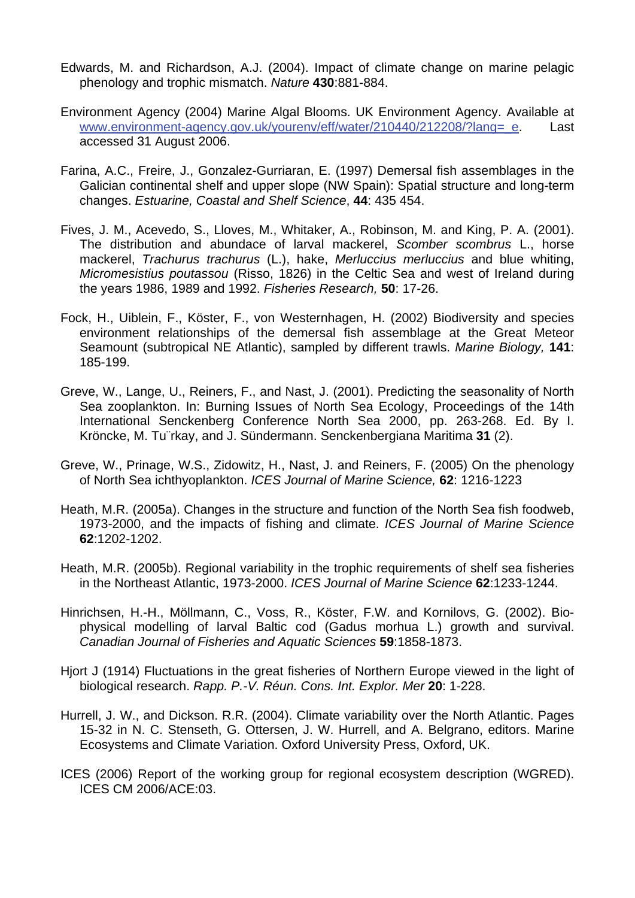Edwards, M. and Richardson, A.J. (2004). Impact of climate change on marine pelagic phenology and trophic mismatch. *Nature* **430**:881-884.

Environment Agency (2004) Marine Algal Blooms. UK Environment Agency. Available at www.environment-agency.gov.uk/yourenv/eff/water/210440/212208/?lang=_e. Last accessed 31 August 2006.

Farina, A.C., Freire, J., Gonzalez-Gurriaran, E. (1997) Demersal fish assemblages in the Galician continental shelf and upper slope (NW Spain): Spatial structure and long-term changes. *Estuarine, Coastal and Shelf Science*, **44**: 435 454.

Fives, J. M., Acevedo, S., Lloves, M., Whitaker, A., Robinson, M. and King, P. A. (2001). The distribution and abundace of larval mackerel, *Scomber scombrus* L., horse mackerel, *Trachurus trachurus* (L.), hake, *Merluccius merluccius* and blue whiting, *Micromesistius poutassou* (Risso, 1826) in the Celtic Sea and west of Ireland during the years 1986, 1989 and 1992. *Fisheries Research,* **50**: 17-26.

Fock, H., Uiblein, F., Köster, F., von Westernhagen, H. (2002) Biodiversity and species environment relationships of the demersal fish assemblage at the Great Meteor Seamount (subtropical NE Atlantic), sampled by different trawls. *Marine Biology,* **141**: 185-199.

Greve, W., Lange, U., Reiners, F., and Nast, J. (2001). Predicting the seasonality of North Sea zooplankton. In: Burning Issues of North Sea Ecology, Proceedings of the 14th International Senckenberg Conference North Sea 2000, pp. 263-268. Ed. By I. Kröncke, M. Tu¨rkay, and J. Sündermann. Senckenbergiana Maritima **31** (2).

Greve, W., Prinage, W.S., Zidowitz, H., Nast, J. and Reiners, F. (2005) On the phenology of North Sea ichthyoplankton. *ICES Journal of Marine Science,* **62**: 1216-1223

Heath, M.R. (2005a). Changes in the structure and function of the North Sea fish foodweb, 1973-2000, and the impacts of fishing and climate. *ICES Journal of Marine Science* **62**:1202-1202.

Heath, M.R. (2005b). Regional variability in the trophic requirements of shelf sea fisheries in the Northeast Atlantic, 1973-2000. *ICES Journal of Marine Science* **62**:1233-1244.

Hinrichsen, H.-H., Möllmann, C., Voss, R., Köster, F.W. and Kornilovs, G. (2002). Bio-physical modelling of larval Baltic cod (Gadus morhua L.) growth and survival. *Canadian Journal of Fisheries and Aquatic Sciences* **59**:1858-1873.

Hjort J (1914) Fluctuations in the great fisheries of Northern Europe viewed in the light of biological research. *Rapp. P.-V. Réun. Cons. Int. Explor. Mer* **20**: 1-228.

Hurrell, J. W., and Dickson. R.R. (2004). Climate variability over the North Atlantic. Pages 15-32 in N. C. Stenseth, G. Ottersen, J. W. Hurrell, and A. Belgrano, editors. Marine Ecosystems and Climate Variation. Oxford University Press, Oxford, UK.

ICES (2006) Report of the working group for regional ecosystem description (WGRED). ICES CM 2006/ACE:03.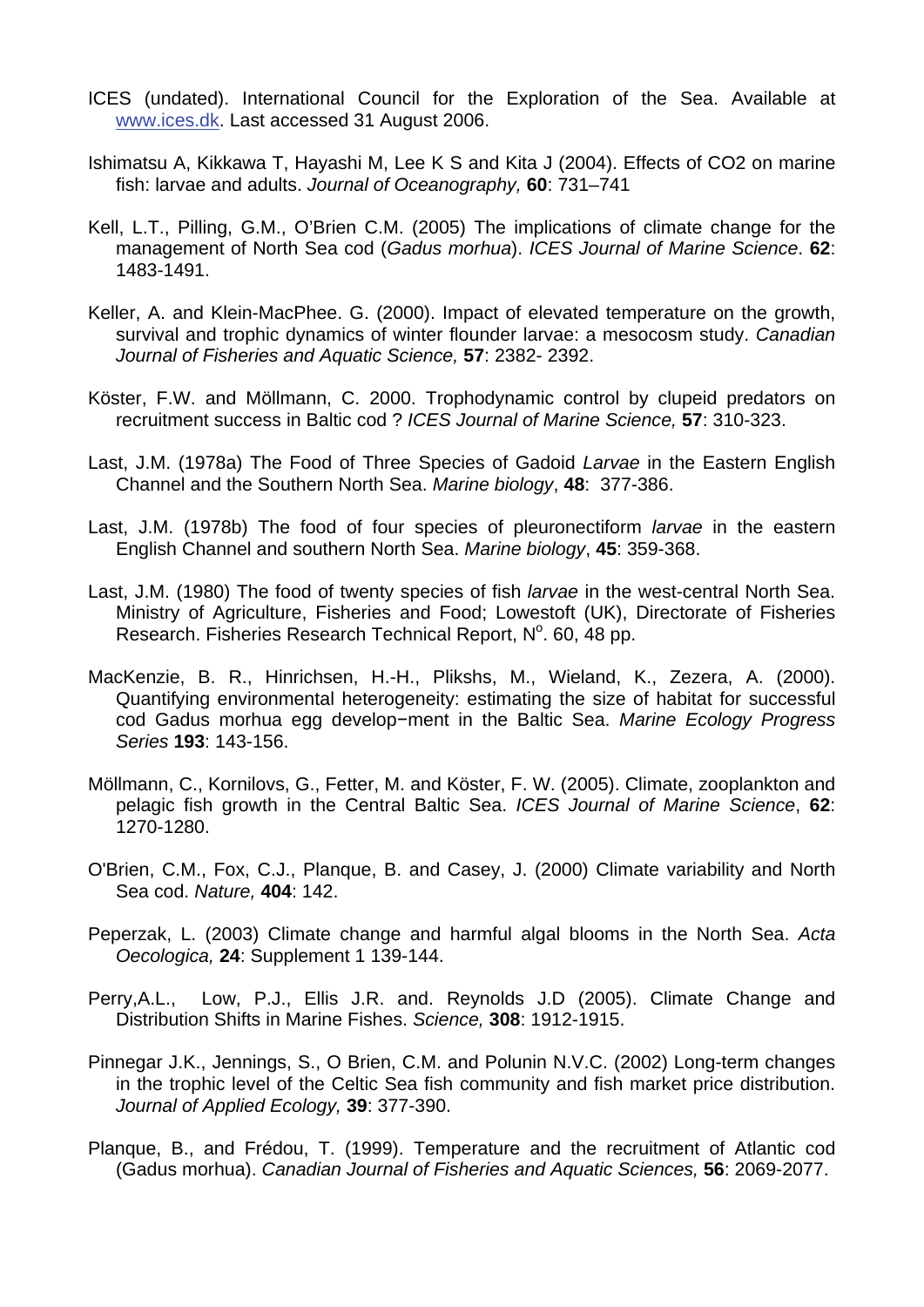ICES (undated). International Council for the Exploration of the Sea. Available at www.ices.dk. Last accessed 31 August 2006.

Ishimatsu A, Kikkawa T, Hayashi M, Lee K S and Kita J (2004). Effects of CO2 on marine fish: larvae and adults. *Journal of Oceanography,* **60**: 731–741

Kell, L.T., Pilling, G.M., O'Brien C.M. (2005) The implications of climate change for the management of North Sea cod (*Gadus morhua*). *ICES Journal of Marine Science*. **62**: 1483-1491.

Keller, A. and Klein-MacPhee. G. (2000). Impact of elevated temperature on the growth, survival and trophic dynamics of winter flounder larvae: a mesocosm study. *Canadian Journal of Fisheries and Aquatic Science,* **57**: 2382- 2392.

Köster, F.W. and Möllmann, C. 2000. Trophodynamic control by clupeid predators on recruitment success in Baltic cod ? *ICES Journal of Marine Science,* **57**: 310-323.

Last, J.M. (1978a) The Food of Three Species of Gadoid *Larvae* in the Eastern English Channel and the Southern North Sea. *Marine biology*, **48**: 377-386.

Last, J.M. (1978b) The food of four species of pleuronectiform *larvae* in the eastern English Channel and southern North Sea. *Marine biology*, **45**: 359-368.

Last, J.M. (1980) The food of twenty species of fish *larvae* in the west-central North Sea. Ministry of Agriculture, Fisheries and Food; Lowestoft (UK), Directorate of Fisheries Research. Fisheries Research Technical Report, N°. 60, 48 pp.

MacKenzie, B. R., Hinrichsen, H.-H., Plikshs, M., Wieland, K., Zezera, A. (2000). Quantifying environmental heterogeneity: estimating the size of habitat for successful cod Gadus morhua egg develop−ment in the Baltic Sea. *Marine Ecology Progress Series* **193**: 143-156.

Möllmann, C., Kornilovs, G., Fetter, M. and Köster, F. W. (2005). Climate, zooplankton and pelagic fish growth in the Central Baltic Sea. *ICES Journal of Marine Science*, **62**: 1270-1280.

O'Brien, C.M., Fox, C.J., Planque, B. and Casey, J. (2000) Climate variability and North Sea cod. *Nature,* **404**: 142.

Peperzak, L. (2003) Climate change and harmful algal blooms in the North Sea. *Acta Oecologica,* **24**: Supplement 1 139-144.

Perry,A.L., Low, P.J., Ellis J.R. and. Reynolds J.D (2005). Climate Change and Distribution Shifts in Marine Fishes. *Science,* **308**: 1912-1915.

Pinnegar J.K., Jennings, S., O Brien, C.M. and Polunin N.V.C. (2002) Long-term changes in the trophic level of the Celtic Sea fish community and fish market price distribution. *Journal of Applied Ecology,* **39**: 377-390.

Planque, B., and Frédou, T. (1999). Temperature and the recruitment of Atlantic cod (Gadus morhua). *Canadian Journal of Fisheries and Aquatic Sciences,* **56**: 2069-2077.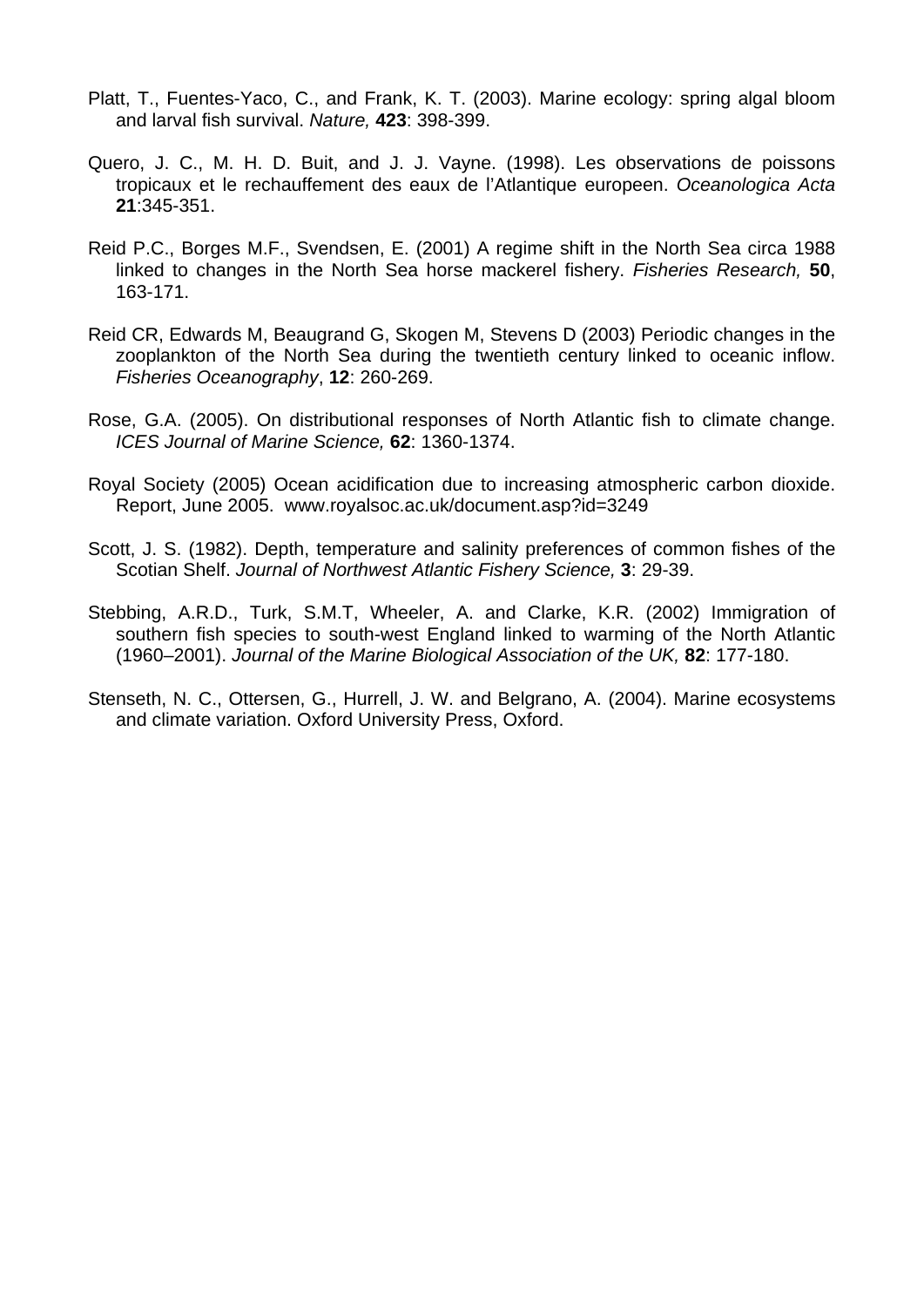Platt, T., Fuentes-Yaco, C., and Frank, K. T. (2003). Marine ecology: spring algal bloom and larval fish survival. *Nature,* **423**: 398-399.

Quero, J. C., M. H. D. Buit, and J. J. Vayne. (1998). Les observations de poissons tropicaux et le rechauffement des eaux de l'Atlantique europeen. *Oceanologica Acta* **21**:345-351.

Reid P.C., Borges M.F., Svendsen, E. (2001) A regime shift in the North Sea circa 1988 linked to changes in the North Sea horse mackerel fishery. *Fisheries Research,* **50**, 163-171.

Reid CR, Edwards M, Beaugrand G, Skogen M, Stevens D (2003) Periodic changes in the zooplankton of the North Sea during the twentieth century linked to oceanic inflow. *Fisheries Oceanography*, **12**: 260-269.

Rose, G.A. (2005). On distributional responses of North Atlantic fish to climate change. *ICES Journal of Marine Science,* **62**: 1360-1374.

Royal Society (2005) Ocean acidification due to increasing atmospheric carbon dioxide. Report, June 2005. www.royalsoc.ac.uk/document.asp?id=3249

Scott, J. S. (1982). Depth, temperature and salinity preferences of common fishes of the Scotian Shelf. *Journal of Northwest Atlantic Fishery Science,* **3**: 29-39.

Stebbing, A.R.D., Turk, S.M.T, Wheeler, A. and Clarke, K.R. (2002) Immigration of southern fish species to south-west England linked to warming of the North Atlantic (1960–2001). *Journal of the Marine Biological Association of the UK,* **82**: 177-180.

Stenseth, N. C., Ottersen, G., Hurrell, J. W. and Belgrano, A. (2004). Marine ecosystems and climate variation. Oxford University Press, Oxford.